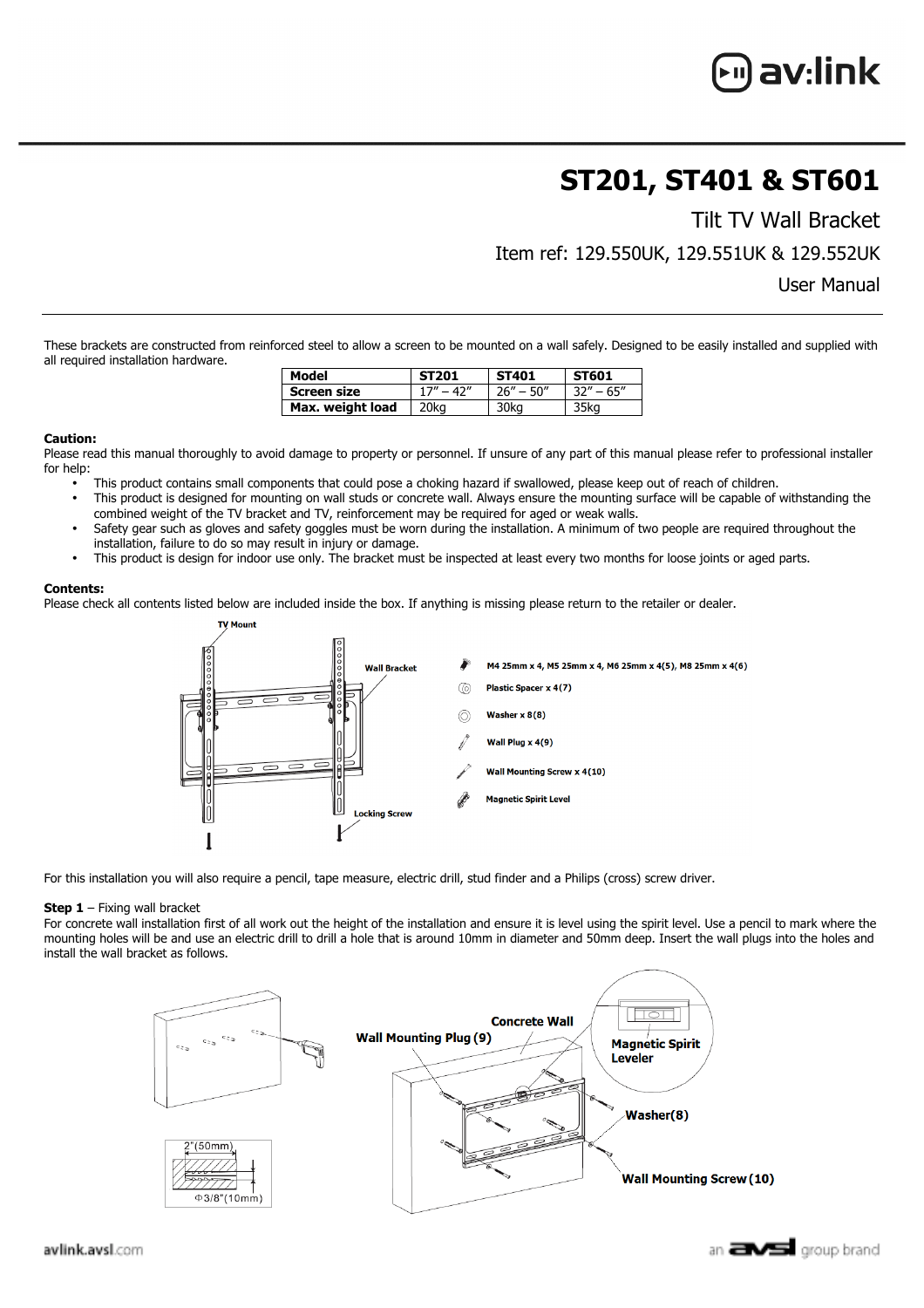# ST201, ST401 & ST601

## Tilt TV Wall Bracket

Item ref: 129.550UK, 129.551UK & 129.552UK

User Manual

These brackets are constructed from reinforced steel to allow a screen to be mounted on a wall safely. Designed to be easily installed and supplied with all required installation hardware.

| Model | ST201 | ST401 | ST601 |
|---|---|---|---|
| Screen size | 17" – 42" | 26" – 50" | 32" – 65" |
| Max. weight load | 20kg | 30kg | 35kg |

**Caution:**
Please read this manual thoroughly to avoid damage to property or personnel. If unsure of any part of this manual please refer to professional installer for help:

- This product contains small components that could pose a choking hazard if swallowed, please keep out of reach of children.
- This product is designed for mounting on wall studs or concrete wall. Always ensure the mounting surface will be capable of withstanding the combined weight of the TV bracket and TV, reinforcement may be required for aged or weak walls.
- Safety gear such as gloves and safety goggles must be worn during the installation. A minimum of two people are required throughout the installation, failure to do so may result in injury or damage.
- This product is design for indoor use only. The bracket must be inspected at least every two months for loose joints or aged parts.

**Contents:**
Please check all contents listed below are included inside the box. If anything is missing please return to the retailer or dealer.

TV Mount
Wall Bracket
Locking Screw

- M4 25mm x 4, M5 25mm x 4, M6 25mm x 4(5), M8 25mm x 4(6)
- Plastic Spacer x 4(7)
- Washer x 8(8)
- Wall Plug x 4(9)
- Wall Mounting Screw x 4(10)
- Magnetic Spirit Level

For this installation you will also require a pencil, tape measure, electric drill, stud finder and a Philips (cross) screw driver.

**Step 1** – Fixing wall bracket
For concrete wall installation first of all work out the height of the installation and ensure it is level using the spirit level. Use a pencil to mark where the mounting holes will be and use an electric drill to drill a hole that is around 10mm in diameter and 50mm deep. Insert the wall plugs into the holes and install the wall bracket as follows.

2"(50mm)
Φ3/8"(10mm)
Concrete Wall
Wall Mounting Plug (9)
Magnetic Spirit Leveler
Washer(8)
Wall Mounting Screw (10)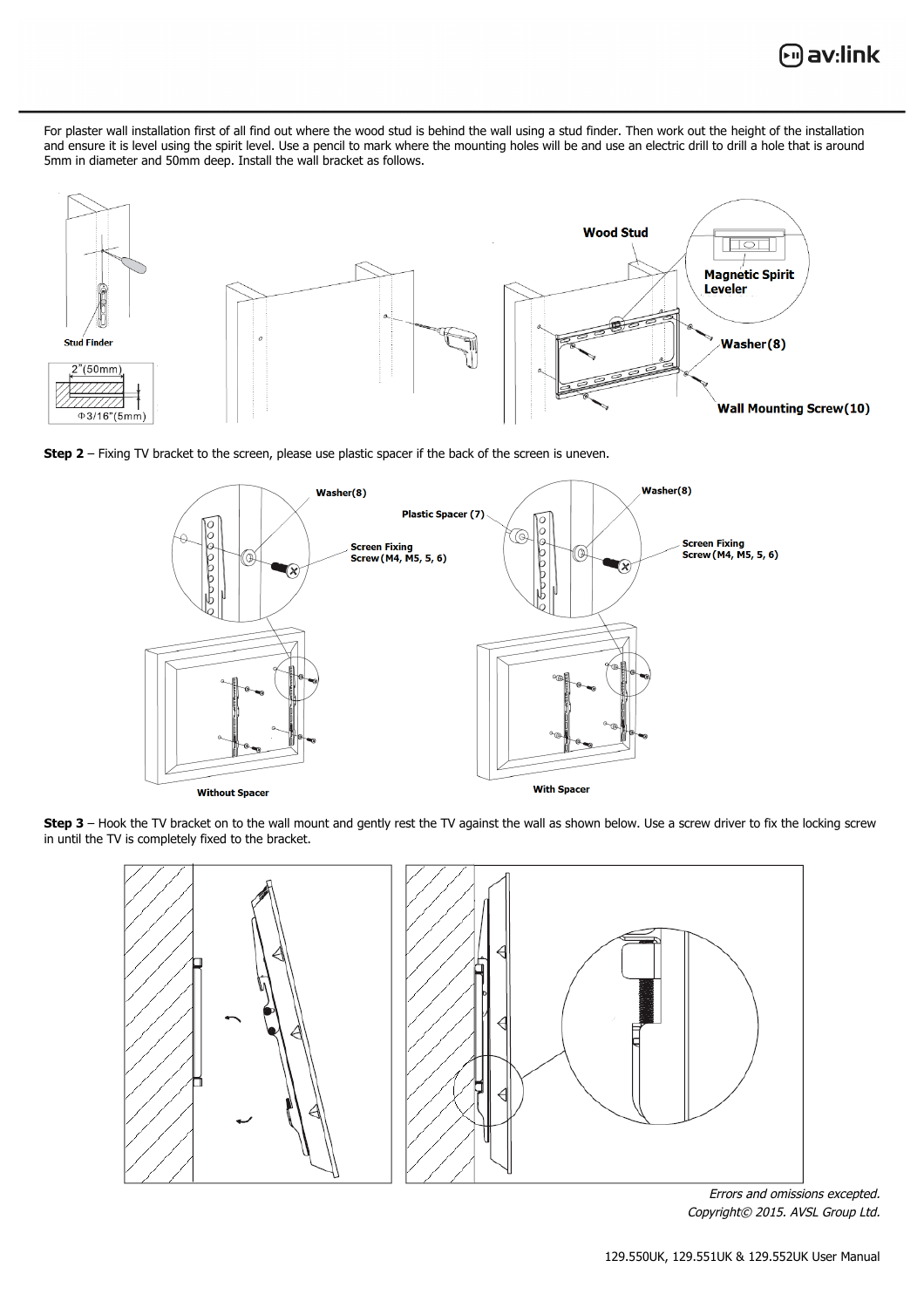For plaster wall installation first of all find out where the wood stud is behind the wall using a stud finder. Then work out the height of the installation and ensure it is level using the spirit level. Use a pencil to mark where the mounting holes will be and use an electric drill to drill a hole that is around 5mm in diameter and 50mm deep. Install the wall bracket as follows.

Stud Finder

2"(50mm)

Φ3/16"(5mm)

Wood Stud

Magnetic Spirit Leveler

Washer(8)

Wall Mounting Screw(10)

**Step 2** – Fixing TV bracket to the screen, please use plastic spacer if the back of the screen is uneven.

Washer(8)

Screen Fixing Screw(M4, M5, 5, 6)

Plastic Spacer (7)

Washer(8)

Screen Fixing Screw(M4, M5, 5, 6)

Without Spacer

With Spacer

**Step 3** – Hook the TV bracket on to the wall mount and gently rest the TV against the wall as shown below. Use a screw driver to fix the locking screw in until the TV is completely fixed to the bracket.

*Errors and omissions excepted.*
*Copyright© 2015. AVSL Group Ltd.*